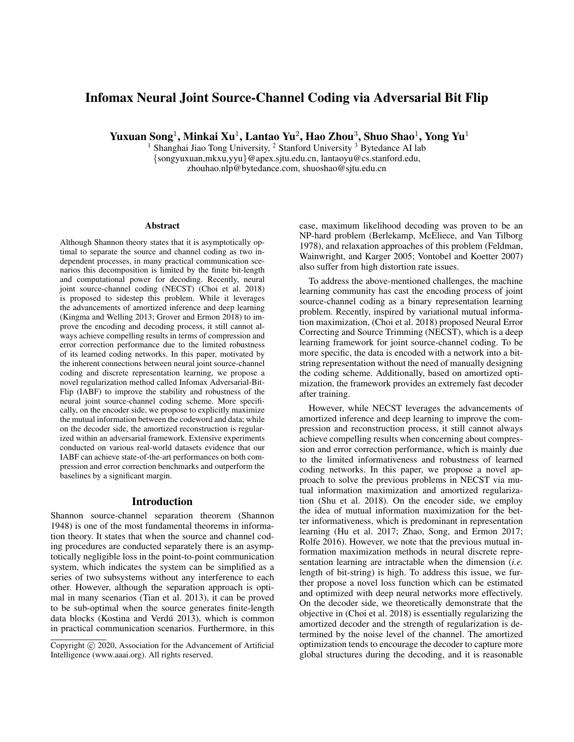# Infomax Neural Joint Source-Channel Coding via Adversarial Bit Flip

**Yuxuan Song[1], Minkai Xu[1], Lantao Yu[2], Hao Zhou[3], Shuo Shao[1], Yong Yu[1]**

[1] Shanghai Jiao Tong University, [2] Stanford University [3] Bytedance AI lab
{songyuxuan,mkxu,yyu}@apex.sjtu.edu.cn, lantaoyu@cs.stanford.edu,
zhouhao.nlp@bytedance.com, shuoshao@sjtu.edu.cn

## Abstract

Although Shannon theory states that it is asymptotically optimal to separate the source and channel coding as two independent processes, in many practical communication scenarios this decomposition is limited by the finite bit-length and computational power for decoding. Recently, neural joint source-channel coding (NECST) (Choi et al. 2018) is proposed to sidestep this problem. While it leverages the advancements of amortized inference and deep learning (Kingma and Welling 2013; Grover and Ermon 2018) to improve the encoding and decoding process, it still cannot always achieve compelling results in terms of compression and error correction performance due to the limited robustness of its learned coding networks. In this paper, motivated by the inherent connections between neural joint source-channel coding and discrete representation learning, we propose a novel regularization method called Infomax Adversarial-Bit-Flip (IABF) to improve the stability and robustness of the neural joint source-channel coding scheme. More specifically, on the encoder side, we propose to explicitly maximize the mutual information between the codeword and data; while on the decoder side, the amortized reconstruction is regularized within an adversarial framework. Extensive experiments conducted on various real-world datasets evidence that our IABF can achieve state-of-the-art performances on both compression and error correction benchmarks and outperform the baselines by a significant margin.

## Introduction

Shannon source-channel separation theorem (Shannon 1948) is one of the most fundamental theorems in information theory. It states that when the source and channel coding procedures are conducted separately there is an asymptotically negligible loss in the point-to-point communication system, which indicates the system can be simplified as a series of two subsystems without any interference to each other. However, although the separation approach is optimal in many scenarios (Tian et al. 2013), it can be proved to be sub-optimal when the source generates finite-length data blocks (Kostina and Verdú 2013), which is common in practical communication scenarios. Furthermore, in this case, maximum likelihood decoding was proven to be an NP-hard problem (Berlekamp, McEliece, and Van Tilborg 1978), and relaxation approaches of this problem (Feldman, Wainwright, and Karger 2005; Vontobel and Koetter 2007) also suffer from high distortion rate issues.

To address the above-mentioned challenges, the machine learning community has cast the encoding process of joint source-channel coding as a binary representation learning problem. Recently, inspired by variational mutual information maximization, (Choi et al. 2018) proposed Neural Error Correcting and Source Trimming (NECST), which is a deep learning framework for joint source-channel coding. To be more specific, the data is encoded with a network into a bit-string representation without the need of manually designing the coding scheme. Additionally, based on amortized optimization, the framework provides an extremely fast decoder after training.

However, while NECST leverages the advancements of amortized inference and deep learning to improve the compression and reconstruction process, it still cannot always achieve compelling results when concerning about compression and error correction performance, which is mainly due to the limited informativeness and robustness of learned coding networks. In this paper, we propose a novel approach to solve the previous problems in NECST via mutual information maximization and amortized regularization (Shu et al. 2018). On the encoder side, we employ the idea of mutual information maximization for the better informativeness, which is predominant in representation learning (Hu et al. 2017; Zhao, Song, and Ermon 2017; Rolfe 2016). However, we note that the previous mutual information maximization methods in neural discrete representation learning are intractable when the dimension (*i.e.* length of bit-string) is high. To address this issue, we further propose a novel loss function which can be estimated and optimized with deep neural networks more effectively. On the decoder side, we theoretically demonstrate that the objective in (Choi et al. 2018) is essentially regularizing the amortized decoder and the strength of regularization is determined by the noise level of the channel. The amortized optimization tends to encourage the decoder to capture more global structures during the decoding, and it is reasonable

Copyright © 2020, Association for the Advancement of Artificial Intelligence (www.aaai.org). All rights reserved.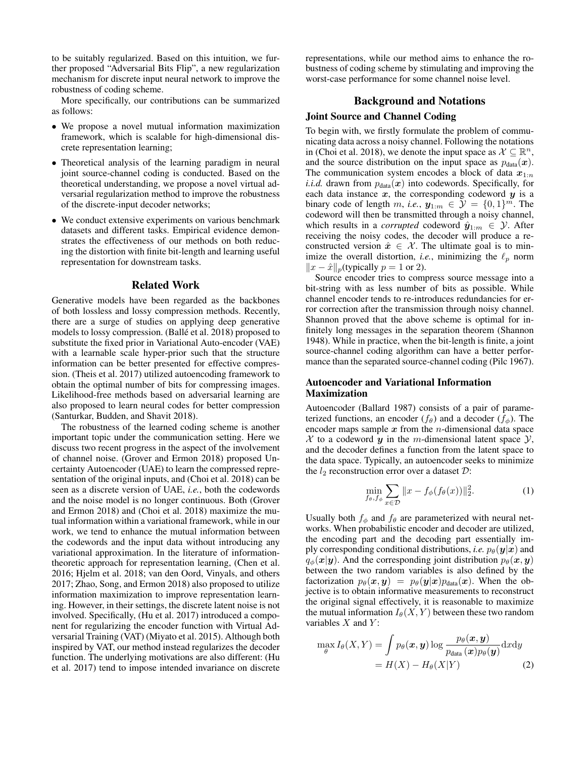to be suitably regularized. Based on this intuition, we further proposed "Adversarial Bits Flip", a new regularization mechanism for discrete input neural network to improve the robustness of coding scheme.

More specifically, our contributions can be summarized as follows:

- We propose a novel mutual information maximization framework, which is scalable for high-dimensional discrete representation learning;
- Theoretical analysis of the learning paradigm in neural joint source-channel coding is conducted. Based on the theoretical understanding, we propose a novel virtual adversarial regularization method to improve the robustness of the discrete-input decoder networks;
- We conduct extensive experiments on various benchmark datasets and different tasks. Empirical evidence demonstrates the effectiveness of our methods on both reducing the distortion with finite bit-length and learning useful representation for downstream tasks.

## Related Work

Generative models have been regarded as the backbones of both lossless and lossy compression methods. Recently, there are a surge of studies on applying deep generative models to lossy compression. (Ballé et al. 2018) proposed to substitute the fixed prior in Variational Auto-encoder (VAE) with a learnable scale hyper-prior such that the structure information can be better presented for effective compression. (Theis et al. 2017) utilized autoencoding framework to obtain the optimal number of bits for compressing images. Likelihood-free methods based on adversarial learning are also proposed to learn neural codes for better compression (Santurkar, Budden, and Shavit 2018).

The robustness of the learned coding scheme is another important topic under the communication setting. Here we discuss two recent progress in the aspect of the involvement of channel noise. (Grover and Ermon 2018) proposed Uncertainty Autoencoder (UAE) to learn the compressed representation of the original inputs, and (Choi et al. 2018) can be seen as a discrete version of UAE, *i.e.*, both the codewords and the noise model is no longer continuous. Both (Grover and Ermon 2018) and (Choi et al. 2018) maximize the mutual information within a variational framework, while in our work, we tend to enhance the mutual information between the codewords and the input data without introducing any variational approximation. In the literature of information-theoretic approach for representation learning, (Chen et al. 2016; Hjelm et al. 2018; van den Oord, Vinyals, and others 2017; Zhao, Song, and Ermon 2018) also proposed to utilize information maximization to improve representation learning. However, in their settings, the discrete latent noise is not involved. Specifically, (Hu et al. 2017) introduced a component for regularizing the encoder function with Virtual Adversarial Training (VAT) (Miyato et al. 2015). Although both inspired by VAT, our method instead regularizes the decoder function. The underlying motivations are also different: (Hu et al. 2017) tend to impose intended invariance on discrete representations, while our method aims to enhance the robustness of coding scheme by stimulating and improving the worst-case performance for some channel noise level.

## Background and Notations

### Joint Source and Channel Coding

To begin with, we firstly formulate the problem of communicating data across a noisy channel. Following the notations in (Choi et al. 2018), we denote the input space as $\mathcal{X} \subseteq \mathbb{R}^n$, and the source distribution on the input space as $p_{\text{data}}(\boldsymbol{x})$. The communication system encodes a block of data $\boldsymbol{x}_{1:n}$ *i.i.d.* drawn from $p_{\text{data}}(\boldsymbol{x})$ into codewords. Specifically, for each data instance $\boldsymbol{x}$, the corresponding codeword $\boldsymbol{y}$ is a binary code of length $m$, *i.e.*, $\boldsymbol{y}_{1:m} \in \mathcal{Y} = \{0,1\}^m$. The codeword will then be transmitted through a noisy channel, which results in a *corrupted* codeword $\hat{\boldsymbol{y}}_{1:m} \in \mathcal{Y}$. After receiving the noisy codes, the decoder will produce a reconstructed version $\hat{\boldsymbol{x}} \in \mathcal{X}$. The ultimate goal is to minimize the overall distortion, *i.e.*, minimizing the $\ell_p$ norm $\|x - \hat{x}\|_p$(typically $p = 1$ or 2).

Source encoder tries to compress source message into a bit-string with as less number of bits as possible. While channel encoder tends to re-introduces redundancies for error correction after the transmission through noisy channel. Shannon proved that the above scheme is optimal for infinitely long messages in the separation theorem (Shannon 1948). While in practice, when the bit-length is finite, a joint source-channel coding algorithm can have a better performance than the separated source-channel coding (Pilc 1967).

### Autoencoder and Variational Information Maximization

Autoencoder (Ballard 1987) consists of a pair of parameterized functions, an encoder ($f_\theta$) and a decoder ($f_\phi$). The encoder maps sample $\boldsymbol{x}$ from the $n$-dimensional data space $\mathcal{X}$ to a codeword $\boldsymbol{y}$ in the $m$-dimensional latent space $\mathcal{Y}$, and the decoder defines a function from the latent space to the data space. Typically, an autoencoder seeks to minimize the $l_2$ reconstruction error over a dataset $\mathcal{D}$:

$$\min_{f_\theta, f_\phi} \sum_{x \in \mathcal{D}} \|x - f_\phi(f_\theta(x))\|_2^2. \tag{1}$$

Usually both $f_\phi$ and $f_\theta$ are parameterized with neural networks. When probabilistic encoder and decoder are utilized, the encoding part and the decoding part essentially imply corresponding conditional distributions, *i.e.* $p_\theta(\boldsymbol{y}|\boldsymbol{x})$ and $q_\phi(\boldsymbol{x}|\boldsymbol{y})$. And the corresponding joint distribution $p_\theta(\boldsymbol{x}, \boldsymbol{y})$ between the two random variables is also defined by the factorization $p_\theta(\boldsymbol{x}, \boldsymbol{y}) = p_\theta(\boldsymbol{y}|\boldsymbol{x}) p_{\text{data}}(\boldsymbol{x})$. When the objective is to obtain informative measurements to reconstruct the original signal effectively, it is reasonable to maximize the mutual information $I_\theta(X, Y)$ between these two random variables $X$ and $Y$:

$$\begin{aligned} \max_\theta I_\theta(X, Y) &= \int p_\theta(\boldsymbol{x}, \boldsymbol{y}) \log \frac{p_\theta(\boldsymbol{x}, \boldsymbol{y})}{p_{\text{data}}(\boldsymbol{x}) p_\theta(\boldsymbol{y})} \mathrm{d}x\mathrm{d}y \\ &= H(X) - H_\theta(X|Y) \end{aligned} \tag{2}$$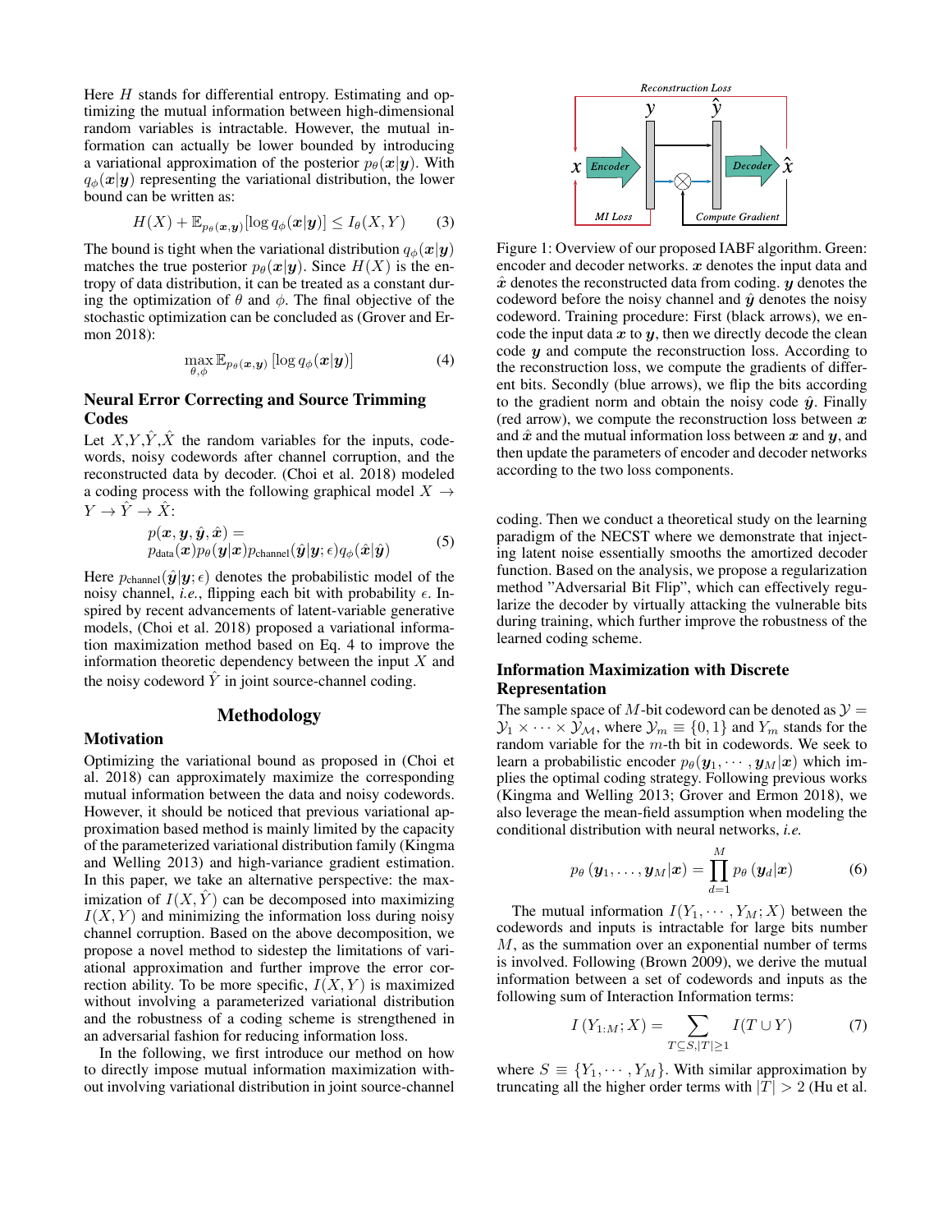Here $H$ stands for differential entropy. Estimating and optimizing the mutual information between high-dimensional random variables is intractable. However, the mutual information can actually be lower bounded by introducing a variational approximation of the posterior $p_\theta(\boldsymbol{x}|\boldsymbol{y})$. With $q_\phi(\boldsymbol{x}|\boldsymbol{y})$ representing the variational distribution, the lower bound can be written as:

$$H(X) + \mathbb{E}_{p_\theta(\boldsymbol{x},\boldsymbol{y})}[\log q_\phi(\boldsymbol{x}|\boldsymbol{y})] \leq I_\theta(X, Y) \tag{3}$$

The bound is tight when the variational distribution $q_\phi(\boldsymbol{x}|\boldsymbol{y})$ matches the true posterior $p_\theta(\boldsymbol{x}|\boldsymbol{y})$. Since $H(X)$ is the entropy of data distribution, it can be treated as a constant during the optimization of $\theta$ and $\phi$. The final objective of the stochastic optimization can be concluded as (Grover and Ermon 2018):

$$\max_{\theta,\phi} \mathbb{E}_{p_\theta(\boldsymbol{x},\boldsymbol{y})}\left[\log q_\phi(\boldsymbol{x}|\boldsymbol{y})\right] \tag{4}$$

## Neural Error Correcting and Source Trimming Codes

Let $X$,$Y$,$\hat{Y}$,$\hat{X}$ the random variables for the inputs, codewords, noisy codewords after channel corruption, and the reconstructed data by decoder. (Choi et al. 2018) modeled a coding process with the following graphical model $X \to Y \to \hat{Y} \to \hat{X}$:

$$p(\boldsymbol{x}, \boldsymbol{y}, \hat{\boldsymbol{y}}, \hat{\boldsymbol{x}}) = p_{\text{data}}(\boldsymbol{x}) p_\theta(\boldsymbol{y}|\boldsymbol{x}) p_{\text{channel}}(\hat{\boldsymbol{y}}|\boldsymbol{y}; \epsilon) q_\phi(\hat{\boldsymbol{x}}|\hat{\boldsymbol{y}}) \tag{5}$$

Here $p_{\text{channel}}(\hat{\boldsymbol{y}}|\boldsymbol{y}; \epsilon)$ denotes the probabilistic model of the noisy channel, *i.e.*, flipping each bit with probability $\epsilon$. Inspired by recent advancements of latent-variable generative models, (Choi et al. 2018) proposed a variational information maximization method based on Eq. 4 to improve the information theoretic dependency between the input $X$ and the noisy codeword $\hat{Y}$ in joint source-channel coding.

# Methodology

## Motivation

Optimizing the variational bound as proposed in (Choi et al. 2018) can approximately maximize the corresponding mutual information between the data and noisy codewords. However, it should be noticed that previous variational approximation based method is mainly limited by the capacity of the parameterized variational distribution family (Kingma and Welling 2013) and high-variance gradient estimation. In this paper, we take an alternative perspective: the maximization of $I(X, \hat{Y})$ can be decomposed into maximizing $I(X, Y)$ and minimizing the information loss during noisy channel corruption. Based on the above decomposition, we propose a novel method to sidestep the limitations of variational approximation and further improve the error correction ability. To be more specific, $I(X, Y)$ is maximized without involving a parameterized variational distribution and the robustness of a coding scheme is strengthened in an adversarial fashion for reducing information loss.

In the following, we first introduce our method on how to directly impose mutual information maximization without involving variational distribution in joint source-channel coding. Then we conduct a theoretical study on the learning paradigm of the NECST where we demonstrate that injecting latent noise essentially smooths the amortized decoder function. Based on the analysis, we propose a regularization method "Adversarial Bit Flip", which can effectively regularize the decoder by virtually attacking the vulnerable bits during training, which further improve the robustness of the learned coding scheme.

Figure 1: Overview of our proposed IABF algorithm. Green: encoder and decoder networks. $\boldsymbol{x}$ denotes the input data and $\hat{\boldsymbol{x}}$ denotes the reconstructed data from coding. $\boldsymbol{y}$ denotes the codeword before the noisy channel and $\hat{\boldsymbol{y}}$ denotes the noisy codeword. Training procedure: First (black arrows), we encode the input data $\boldsymbol{x}$ to $\boldsymbol{y}$, then we directly decode the clean code $\boldsymbol{y}$ and compute the reconstruction loss. According to the reconstruction loss, we compute the gradients of different bits. Secondly (blue arrows), we flip the bits according to the gradient norm and obtain the noisy code $\hat{\boldsymbol{y}}$. Finally (red arrow), we compute the reconstruction loss between $\boldsymbol{x}$ and $\hat{\boldsymbol{x}}$ and the mutual information loss between $\boldsymbol{x}$ and $\boldsymbol{y}$, and then update the parameters of encoder and decoder networks according to the two loss components.

## Information Maximization with Discrete Representation

The sample space of $M$-bit codeword can be denoted as $\mathcal{Y} = \mathcal{Y}_1 \times \cdots \times \mathcal{Y}_\mathcal{M}$, where $\mathcal{Y}_m \equiv \{0, 1\}$ and $Y_m$ stands for the random variable for the $m$-th bit in codewords. We seek to learn a probabilistic encoder $p_\theta(\boldsymbol{y}_1, \cdots, \boldsymbol{y}_M|\boldsymbol{x})$ which implies the optimal coding strategy. Following previous works (Kingma and Welling 2013; Grover and Ermon 2018), we also leverage the mean-field assumption when modeling the conditional distribution with neural networks, *i.e.*

$$p_\theta\left(\boldsymbol{y}_1, \ldots, \boldsymbol{y}_M|\boldsymbol{x}\right) = \prod_{d=1}^{M} p_\theta\left(\boldsymbol{y}_d|\boldsymbol{x}\right) \tag{6}$$

The mutual information $I(Y_1, \cdots, Y_M; X)$ between the codewords and inputs is intractable for large bits number $M$, as the summation over an exponential number of terms is involved. Following (Brown 2009), we derive the mutual information between a set of codewords and inputs as the following sum of Interaction Information terms:

$$I\left(Y_{1:M}; X\right) = \sum_{T \subseteq S, |T| \geq 1} I(T \cup Y) \tag{7}$$

where $S \equiv \{Y_1, \cdots, Y_M\}$. With similar approximation by truncating all the higher order terms with $|T| > 2$ (Hu et al.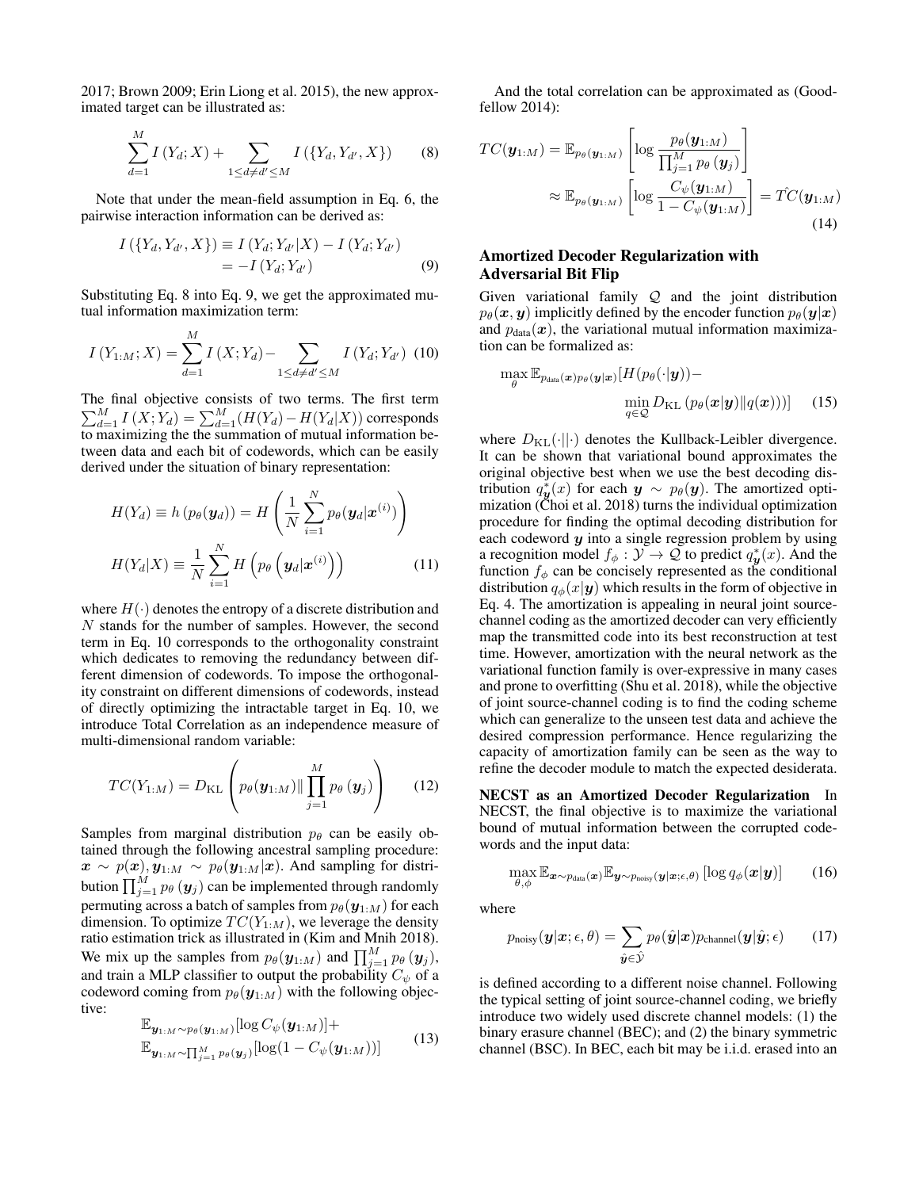2017; Brown 2009; Erin Liong et al. 2015), the new approximated target can be illustrated as:

$$\sum_{d=1}^{M} I\left(Y_d; X\right) + \sum_{1 \leq d \neq d' \leq M} I\left(\{Y_d, Y_{d'}, X\}\right) \tag{8}$$

Note that under the mean-field assumption in Eq. 6, the pairwise interaction information can be derived as:

$$\begin{aligned} I\left(\{Y_d, Y_{d'}, X\}\right) &\equiv I\left(Y_d; Y_{d'}|X\right) - I\left(Y_d; Y_{d'}\right) \\ &= -I\left(Y_d; Y_{d'}\right) \end{aligned} \tag{9}$$

Substituting Eq. 8 into Eq. 9, we get the approximated mutual information maximization term:

$$I\left(Y_{1:M}; X\right) = \sum_{d=1}^{M} I\left(X; Y_d\right) - \sum_{1 \leq d \neq d' \leq M} I\left(Y_d; Y_{d'}\right) \tag{10}$$

The final objective consists of two terms. The first term $\sum_{d=1}^{M} I\left(X; Y_d\right) = \sum_{d=1}^{M} (H(Y_d) - H(Y_d|X))$ corresponds to maximizing the the summation of mutual information between data and each bit of codewords, which can be easily derived under the situation of binary representation:

$$\begin{aligned} H(Y_d) &\equiv h\left(p_\theta(\boldsymbol{y}_d)\right) = H\left(\frac{1}{N}\sum_{i=1}^{N} p_\theta(\boldsymbol{y}_d|\boldsymbol{x}^{(i)})\right) \\ H(Y_d|X) &\equiv \frac{1}{N}\sum_{i=1}^{N} H\left(p_\theta\left(\boldsymbol{y}_d|\boldsymbol{x}^{(i)}\right)\right) \end{aligned} \tag{11}$$

where $H(\cdot)$ denotes the entropy of a discrete distribution and $N$ stands for the number of samples. However, the second term in Eq. 10 corresponds to the orthogonality constraint which dedicates to removing the redundancy between different dimension of codewords. To impose the orthogonality constraint on different dimensions of codewords, instead of directly optimizing the intractable target in Eq. 10, we introduce Total Correlation as an independence measure of multi-dimensional random variable:

$$TC(Y_{1:M}) = D_{\mathrm{KL}}\left(p_\theta(\boldsymbol{y}_{1:M}) \| \prod_{j=1}^{M} p_\theta\left(\boldsymbol{y}_j\right)\right) \tag{12}$$

Samples from marginal distribution $p_\theta$ can be easily obtained through the following ancestral sampling procedure: $\boldsymbol{x} \sim p(\boldsymbol{x}), \boldsymbol{y}_{1:M} \sim p_\theta(\boldsymbol{y}_{1:M}|\boldsymbol{x})$. And sampling for distribution $\prod_{j=1}^{M} p_\theta\left(\boldsymbol{y}_j\right)$ can be implemented through randomly permuting across a batch of samples from $p_\theta(\boldsymbol{y}_{1:M})$ for each dimension. To optimize $TC(Y_{1:M})$, we leverage the density ratio estimation trick as illustrated in (Kim and Mnih 2018). We mix up the samples from $p_\theta(\boldsymbol{y}_{1:M})$ and $\prod_{j=1}^{M} p_\theta\left(\boldsymbol{y}_j\right)$, and train a MLP classifier to output the probability $C_\psi$ of a codeword coming from $p_\theta(\boldsymbol{y}_{1:M})$ with the following objective:

$$\begin{aligned} &\mathbb{E}_{\boldsymbol{y}_{1:M} \sim p_\theta(\boldsymbol{y}_{1:M})}[\log C_\psi(\boldsymbol{y}_{1:M})] + \\ &\mathbb{E}_{\boldsymbol{y}_{1:M} \sim \prod_{j=1}^{M} p_\theta(\boldsymbol{y}_j)}[\log(1 - C_\psi(\boldsymbol{y}_{1:M}))] \end{aligned} \tag{13}$$

And the total correlation can be approximated as (Goodfellow 2014):

$$\begin{aligned} TC(\boldsymbol{y}_{1:M}) &= \mathbb{E}_{p_\theta(\boldsymbol{y}_{1:M})}\left[\log \frac{p_\theta(\boldsymbol{y}_{1:M})}{\prod_{j=1}^{M} p_\theta\left(\boldsymbol{y}_j\right)}\right] \\ &\approx \mathbb{E}_{p_\theta(\boldsymbol{y}_{1:M})}\left[\log \frac{C_\psi(\boldsymbol{y}_{1:M})}{1 - C_\psi(\boldsymbol{y}_{1:M})}\right] = \hat{TC}(\boldsymbol{y}_{1:M}) \end{aligned} \tag{14}$$

## Amortized Decoder Regularization with Adversarial Bit Flip

Given variational family $\mathcal{Q}$ and the joint distribution $p_\theta(\boldsymbol{x}, \boldsymbol{y})$ implicitly defined by the encoder function $p_\theta(\boldsymbol{y}|\boldsymbol{x})$ and $p_{\text{data}}(\boldsymbol{x})$, the variational mutual information maximization can be formalized as:

$$\max_\theta \mathbb{E}_{p_{\text{data}}(\boldsymbol{x})p_\theta(\boldsymbol{y}|\boldsymbol{x})}[H(p_\theta(\cdot|\boldsymbol{y})) - \min_{q \in \mathcal{Q}} D_{\mathrm{KL}}\left(p_\theta(\boldsymbol{x}|\boldsymbol{y}) \| q(\boldsymbol{x})\right))] \tag{15}$$

where $D_{\mathrm{KL}}(\cdot||\cdot)$ denotes the Kullback-Leibler divergence. It can be shown that variational bound approximates the original objective best when we use the best decoding distribution $q^*_{\boldsymbol{y}}(x)$ for each $\boldsymbol{y} \sim p_\theta(\boldsymbol{y})$. The amortized optimization (Choi et al. 2018) turns the individual optimization procedure for finding the optimal decoding distribution for each codeword $\boldsymbol{y}$ into a single regression problem by using a recognition model $f_\phi : \mathcal{Y} \to \mathcal{Q}$ to predict $q^*_{\boldsymbol{y}}(x)$. And the function $f_\phi$ can be concisely represented as the conditional distribution $q_\phi(x|\boldsymbol{y})$ which results in the form of objective in Eq. 4. The amortization is appealing in neural joint source-channel coding as the amortized decoder can very efficiently map the transmitted code into its best reconstruction at test time. However, amortization with the neural network as the variational function family is over-expressive in many cases and prone to overfitting (Shu et al. 2018), while the objective of joint source-channel coding is to find the coding scheme which can generalize to the unseen test data and achieve the desired compression performance. Hence regularizing the capacity of amortization family can be seen as the way to refine the decoder module to match the expected desiderata.

**NECST as an Amortized Decoder Regularization** In NECST, the final objective is to maximize the variational bound of mutual information between the corrupted codewords and the input data:

$$\max_{\theta,\phi} \mathbb{E}_{\boldsymbol{x} \sim p_{\text{data}}(\boldsymbol{x})} \mathbb{E}_{\boldsymbol{y} \sim p_{\text{noisy}}(\boldsymbol{y}|\boldsymbol{x};\epsilon,\theta)}\left[\log q_\phi(\boldsymbol{x}|\boldsymbol{y})\right] \tag{16}$$

where

$$p_{\text{noisy}}(\boldsymbol{y}|\boldsymbol{x}; \epsilon, \theta) = \sum_{\hat{\boldsymbol{y}} \in \hat{\mathcal{Y}}} p_\theta(\hat{\boldsymbol{y}}|\boldsymbol{x}) p_{\text{channel}}(\boldsymbol{y}|\hat{\boldsymbol{y}}; \epsilon) \tag{17}$$

is defined according to a different noise channel. Following the typical setting of joint source-channel coding, we briefly introduce two widely used discrete channel models: (1) the binary erasure channel (BEC); and (2) the binary symmetric channel (BSC). In BEC, each bit may be i.i.d. erased into an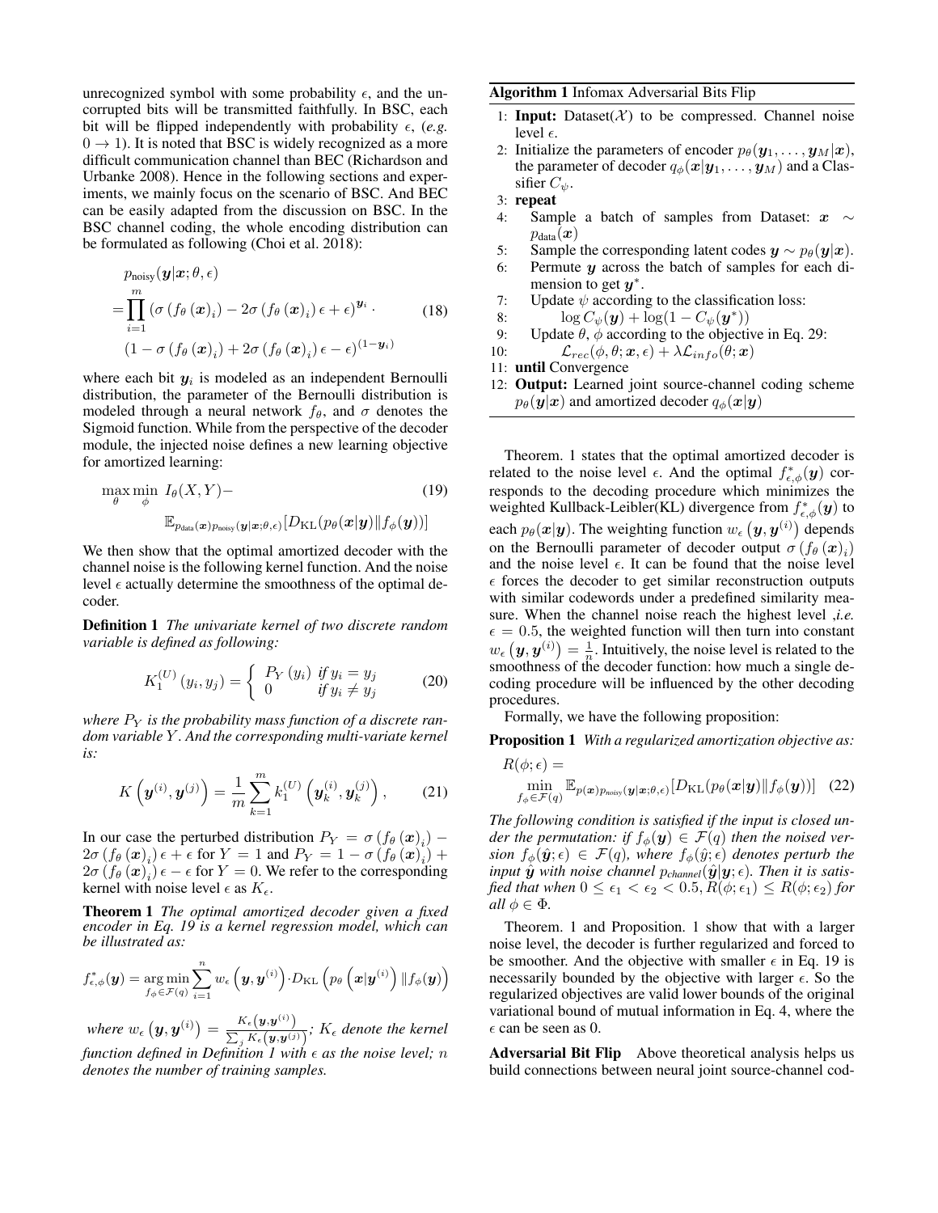unrecognized symbol with some probability $\epsilon$, and the uncorrupted bits will be transmitted faithfully. In BSC, each bit will be flipped independently with probability $\epsilon$, (*e.g.* $0 \to 1$). It is noted that BSC is widely recognized as a more difficult communication channel than BEC (Richardson and Urbanke 2008). Hence in the following sections and experiments, we mainly focus on the scenario of BSC. And BEC can be easily adapted from the discussion on BSC. In the BSC channel coding, the whole encoding distribution can be formulated as following (Choi et al. 2018):

$$
\begin{aligned}
& p_{\text{noisy}}(\boldsymbol{y}|\boldsymbol{x};\theta,\epsilon) \\
=& \prod_{i=1}^{m} \left(\sigma\left(f_\theta\left(\boldsymbol{x}\right)_i\right) - 2\sigma\left(f_\theta\left(\boldsymbol{x}\right)_i\right)\epsilon + \epsilon\right)^{\boldsymbol{y}_i} \cdot \\
& \left(1 - \sigma\left(f_\theta\left(\boldsymbol{x}\right)_i\right) + 2\sigma\left(f_\theta\left(\boldsymbol{x}\right)_i\right)\epsilon - \epsilon\right)^{(1-\boldsymbol{y}_i)}
\end{aligned} \tag{18}
$$

where each bit $\boldsymbol{y}_i$ is modeled as an independent Bernoulli distribution, the parameter of the Bernoulli distribution is modeled through a neural network $f_\theta$, and $\sigma$ denotes the Sigmoid function. While from the perspective of the decoder module, the injected noise defines a new learning objective for amortized learning:

$$
\begin{aligned}
\max_\theta \min_\phi \; & I_\theta(X,Y) - \\
& \mathbb{E}_{p_{\text{data}}(\boldsymbol{x}) p_{\text{noisy}}(\boldsymbol{y}|\boldsymbol{x};\theta,\epsilon)}[D_{\text{KL}}(p_\theta(\boldsymbol{x}|\boldsymbol{y}) \| f_\phi(\boldsymbol{y}))]
\end{aligned} \tag{19}
$$

We then show that the optimal amortized decoder with the channel noise is the following kernel function. And the noise level $\epsilon$ actually determine the smoothness of the optimal decoder.

**Definition 1** *The univariate kernel of two discrete random variable is defined as following:*

$$
K_1^{(U)}\left(y_i, y_j\right) = \begin{cases} P_Y\left(y_i\right) & \text{if } y_i = y_j \\ 0 & \text{if } y_i \neq y_j \end{cases} \tag{20}
$$

*where $P_Y$ is the probability mass function of a discrete random variable $Y$. And the corresponding multi-variate kernel is:*

$$
K\left(\boldsymbol{y}^{(i)}, \boldsymbol{y}^{(j)}\right) = \frac{1}{m} \sum_{k=1}^{m} k_1^{(U)}\left(\boldsymbol{y}_k^{(i)}, \boldsymbol{y}_k^{(j)}\right), \tag{21}
$$

In our case the perturbed distribution $P_Y = \sigma\left(f_\theta\left(\boldsymbol{x}\right)_i\right) - 2\sigma\left(f_\theta\left(\boldsymbol{x}\right)_i\right)\epsilon + \epsilon$ for $Y = 1$ and $P_Y = 1 - \sigma\left(f_\theta\left(\boldsymbol{x}\right)_i\right) + 2\sigma\left(f_\theta\left(\boldsymbol{x}\right)_i\right)\epsilon - \epsilon$ for $Y = 0$. We refer to the corresponding kernel with noise level $\epsilon$ as $K_\epsilon$.

**Theorem 1** *The optimal amortized decoder given a fixed encoder in Eq. 19 is a kernel regression model, which can be illustrated as:*

$$
f_{\epsilon,\phi}^*(\boldsymbol{y}) = \underset{f_\phi \in \mathcal{F}(q)}{\arg\min} \sum_{i=1}^{n} w_\epsilon\left(\boldsymbol{y}, \boldsymbol{y}^{(i)}\right) \cdot D_{\text{KL}}\left(p_\theta\left(\boldsymbol{x}|\boldsymbol{y}^{(i)}\right) \| f_\phi(\boldsymbol{y})\right)
$$

*where $w_\epsilon\left(\boldsymbol{y}, \boldsymbol{y}^{(i)}\right) = \frac{K_\epsilon\left(\boldsymbol{y}, \boldsymbol{y}^{(i)}\right)}{\sum_j K_\epsilon\left(\boldsymbol{y}, \boldsymbol{y}^{(j)}\right)}$; $K_\epsilon$ denote the kernel function defined in Definition 1 with $\epsilon$ as the noise level; $n$ denotes the number of training samples.*

**Algorithm 1** Infomax Adversarial Bits Flip

1: **Input:** Dataset($\mathcal{X}$) to be compressed. Channel noise level $\epsilon$.
2: Initialize the parameters of encoder $p_\theta(\boldsymbol{y}_1, \ldots, \boldsymbol{y}_M|\boldsymbol{x})$, the parameter of decoder $q_\phi(\boldsymbol{x}|\boldsymbol{y}_1, \ldots, \boldsymbol{y}_M)$ and a Classifier $C_\psi$.
3: **repeat**
4: Sample a batch of samples from Dataset: $\boldsymbol{x} \sim p_{\text{data}}(\boldsymbol{x})$
5: Sample the corresponding latent codes $\boldsymbol{y} \sim p_\theta(\boldsymbol{y}|\boldsymbol{x})$.
6: Permute $\boldsymbol{y}$ across the batch of samples for each dimension to get $\boldsymbol{y}^*$.
7: Update $\psi$ according to the classification loss:
8: $\log C_\psi(\boldsymbol{y}) + \log(1 - C_\psi(\boldsymbol{y}^*))$
9: Update $\theta$, $\phi$ according to the objective in Eq. 29:
10: $\mathcal{L}_{rec}(\phi, \theta; \boldsymbol{x}, \epsilon) + \lambda \mathcal{L}_{info}(\theta; \boldsymbol{x})$
11: **until** Convergence
12: **Output:** Learned joint source-channel coding scheme $p_\theta(\boldsymbol{y}|\boldsymbol{x})$ and amortized decoder $q_\phi(\boldsymbol{x}|\boldsymbol{y})$

Theorem. 1 states that the optimal amortized decoder is related to the noise level $\epsilon$. And the optimal $f_{\epsilon,\phi}^*(\boldsymbol{y})$ corresponds to the decoding procedure which minimizes the weighted Kullback-Leibler(KL) divergence from $f_{\epsilon,\phi}^*(\boldsymbol{y})$ to each $p_\theta(\boldsymbol{x}|\boldsymbol{y})$. The weighting function $w_\epsilon\left(\boldsymbol{y}, \boldsymbol{y}^{(i)}\right)$ depends on the Bernoulli parameter of decoder output $\sigma\left(f_\theta\left(\boldsymbol{x}\right)_i\right)$ and the noise level $\epsilon$. It can be found that the noise level $\epsilon$ forces the decoder to get similar reconstruction outputs with similar codewords under a predefined similarity measure. When the channel noise reach the highest level ,*i.e.* $\epsilon = 0.5$, the weighted function will then turn into constant $w_\epsilon\left(\boldsymbol{y}, \boldsymbol{y}^{(i)}\right) = \frac{1}{n}$. Intuitively, the noise level is related to the smoothness of the decoder function: how much a single decoding procedure will be influenced by the other decoding procedures.

Formally, we have the following proposition:

**Proposition 1** *With a regularized amortization objective as:*

$$
\begin{aligned}
& R(\phi;\epsilon) = \\
& \min_{f_\phi \in \mathcal{F}(q)} \mathbb{E}_{p(\boldsymbol{x}) p_{noisy}(\boldsymbol{y}|\boldsymbol{x};\theta,\epsilon)}[D_{\text{KL}}(p_\theta(\boldsymbol{x}|\boldsymbol{y}) \| f_\phi(\boldsymbol{y}))]
\end{aligned} \tag{22}
$$

*The following condition is satisfied if the input is closed under the permutation: if $f_\phi(\boldsymbol{y}) \in \mathcal{F}(q)$ then the noised version $f_\phi(\hat{\boldsymbol{y}};\epsilon) \in \mathcal{F}(q)$, where $f_\phi(\hat{y};\epsilon)$ denotes perturb the input $\hat{\boldsymbol{y}}$ with noise channel $p_{channel}(\hat{\boldsymbol{y}}|\boldsymbol{y};\epsilon)$. Then it is satisfied that when $0 \leq \epsilon_1 < \epsilon_2 < 0.5$, $R(\phi;\epsilon_1) \leq R(\phi;\epsilon_2)$ for all $\phi \in \Phi$.*

Theorem. 1 and Proposition. 1 show that with a larger noise level, the decoder is further regularized and forced to be smoother. And the objective with smaller $\epsilon$ in Eq. 19 is necessarily bounded by the objective with larger $\epsilon$. So the regularized objectives are valid lower bounds of the original variational bound of mutual information in Eq. 4, where the $\epsilon$ can be seen as 0.

**Adversarial Bit Flip** Above theoretical analysis helps us build connections between neural joint source-channel cod-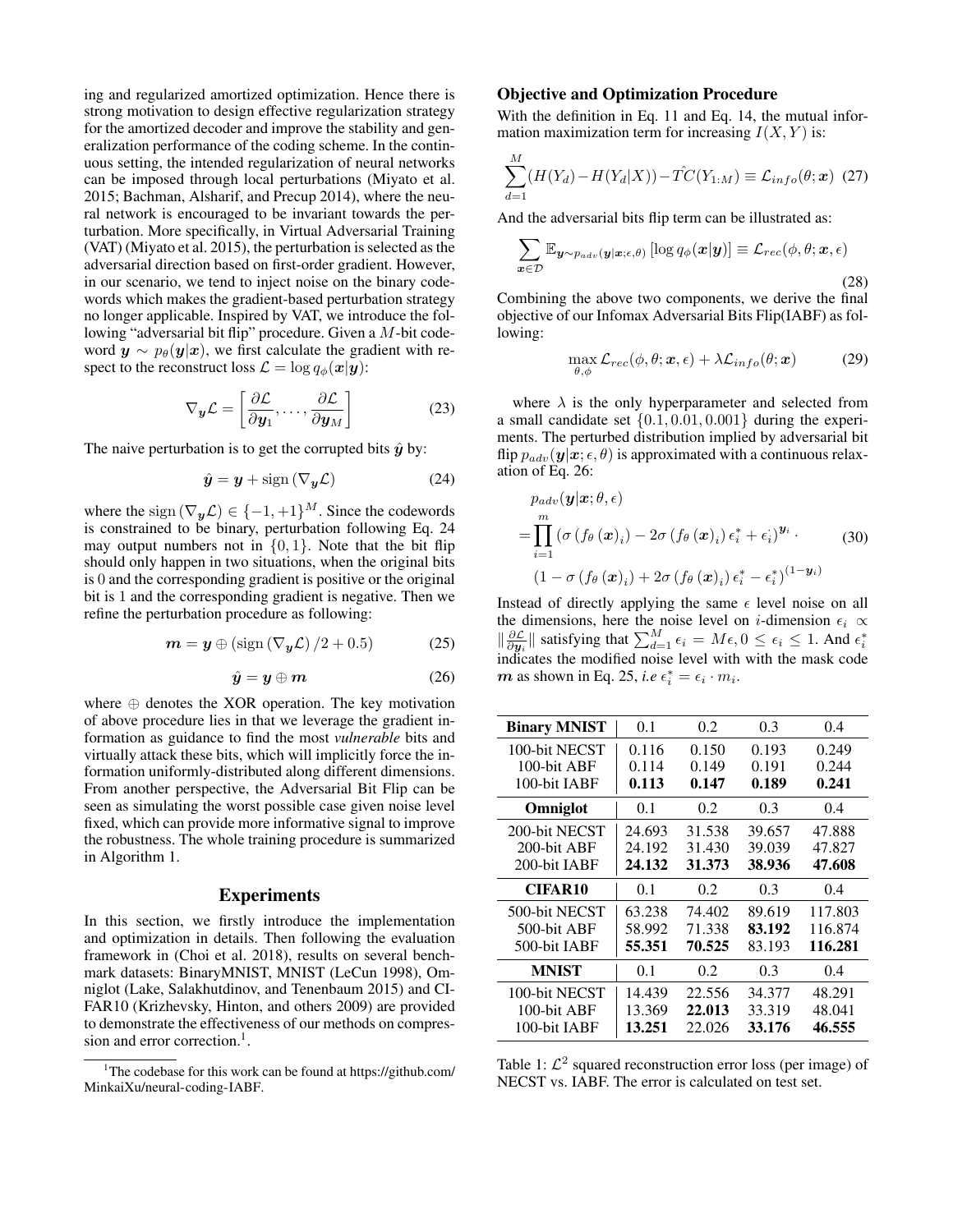ing and regularized amortized optimization. Hence there is strong motivation to design effective regularization strategy for the amortized decoder and improve the stability and generalization performance of the coding scheme. In the continuous setting, the intended regularization of neural networks can be imposed through local perturbations (Miyato et al. 2015; Bachman, Alsharif, and Precup 2014), where the neural network is encouraged to be invariant towards the perturbation. More specifically, in Virtual Adversarial Training (VAT) (Miyato et al. 2015), the perturbation is selected as the adversarial direction based on first-order gradient. However, in our scenario, we tend to inject noise on the binary codewords which makes the gradient-based perturbation strategy no longer applicable. Inspired by VAT, we introduce the following "adversarial bit flip" procedure. Given a $M$-bit codeword $\boldsymbol{y} \sim p_\theta(\boldsymbol{y}|\boldsymbol{x})$, we first calculate the gradient with respect to the reconstruct loss $\mathcal{L} = \log q_\phi(\boldsymbol{x}|\boldsymbol{y})$:

$$\nabla_{\boldsymbol{y}}\mathcal{L} = \left[\frac{\partial \mathcal{L}}{\partial \boldsymbol{y}_1}, \ldots, \frac{\partial \mathcal{L}}{\partial \boldsymbol{y}_M}\right] \tag{23}$$

The naive perturbation is to get the corrupted bits $\hat{\boldsymbol{y}}$ by:

$$\hat{\boldsymbol{y}} = \boldsymbol{y} + \operatorname{sign}(\nabla_{\boldsymbol{y}}\mathcal{L}) \tag{24}$$

where the $\operatorname{sign}(\nabla_{\boldsymbol{y}}\mathcal{L}) \in \{-1, +1\}^M$. Since the codewords is constrained to be binary, perturbation following Eq. 24 may output numbers not in $\{0, 1\}$. Note that the bit flip should only happen in two situations, when the original bits is 0 and the corresponding gradient is positive or the original bit is 1 and the corresponding gradient is negative. Then we refine the perturbation procedure as following:

$$\boldsymbol{m} = \boldsymbol{y} \oplus (\operatorname{sign}(\nabla_{\boldsymbol{y}}\mathcal{L})/2 + 0.5) \tag{25}$$

$$\hat{\boldsymbol{y}} = \boldsymbol{y} \oplus \boldsymbol{m} \tag{26}$$

where $\oplus$ denotes the XOR operation. The key motivation of above procedure lies in that we leverage the gradient information as guidance to find the most *vulnerable* bits and virtually attack these bits, which will implicitly force the information uniformly-distributed along different dimensions. From another perspective, the Adversarial Bit Flip can be seen as simulating the worst possible case given noise level fixed, which can provide more informative signal to improve the robustness. The whole training procedure is summarized in Algorithm 1.

## Experiments

In this section, we firstly introduce the implementation and optimization in details. Then following the evaluation framework in (Choi et al. 2018), results on several benchmark datasets: BinaryMNIST, MNIST (LeCun 1998), Omniglot (Lake, Salakhutdinov, and Tenenbaum 2015) and CIFAR10 (Krizhevsky, Hinton, and others 2009) are provided to demonstrate the effectiveness of our methods on compression and error correction.[1].

[1]The codebase for this work can be found at https://github.com/MinkaiXu/neural-coding-IABF.

### Objective and Optimization Procedure

With the definition in Eq. 11 and Eq. 14, the mutual information maximization term for increasing $I(X, Y)$ is:

$$\sum_{d=1}^{M}(H(Y_d) - H(Y_d|X)) - \hat{TC}(Y_{1:M}) \equiv \mathcal{L}_{info}(\theta; \boldsymbol{x}) \tag{27}$$

And the adversarial bits flip term can be illustrated as:

$$\sum_{\boldsymbol{x}\in\mathcal{D}} \mathbb{E}_{\boldsymbol{y}\sim p_{adv}(\boldsymbol{y}|\boldsymbol{x};\epsilon,\theta)}\left[\log q_\phi(\boldsymbol{x}|\boldsymbol{y})\right] \equiv \mathcal{L}_{rec}(\phi, \theta; \boldsymbol{x}, \epsilon) \tag{28}$$

Combining the above two components, we derive the final objective of our Infomax Adversarial Bits Flip(IABF) as following:

$$\max_{\theta,\phi} \mathcal{L}_{rec}(\phi, \theta; \boldsymbol{x}, \epsilon) + \lambda \mathcal{L}_{info}(\theta; \boldsymbol{x}) \tag{29}$$

where $\lambda$ is the only hyperparameter and selected from a small candidate set $\{0.1, 0.01, 0.001\}$ during the experiments. The perturbed distribution implied by adversarial bit flip $p_{adv}(\boldsymbol{y}|\boldsymbol{x}; \epsilon, \theta)$ is approximated with a continuous relaxation of Eq. 26:

$$\begin{aligned} &p_{adv}(\boldsymbol{y}|\boldsymbol{x}; \theta, \epsilon) \\ =&\prod_{i=1}^{m}\left(\sigma\left(f_\theta\left(\boldsymbol{x}\right)_i\right) - 2\sigma\left(f_\theta\left(\boldsymbol{x}\right)_i\right)\epsilon_i^* + \epsilon_i\right)^{\boldsymbol{y}_i} \cdot \\ &\left(1 - \sigma\left(f_\theta\left(\boldsymbol{x}\right)_i\right) + 2\sigma\left(f_\theta\left(\boldsymbol{x}\right)_i\right)\epsilon_i^* - \epsilon_i^*\right)^{(1-\boldsymbol{y}_i)} \end{aligned} \tag{30}$$

Instead of directly applying the same $\epsilon$ level noise on all the dimensions, here the noise level on $i$-dimension $\epsilon_i \propto \|\frac{\partial \mathcal{L}}{\partial \boldsymbol{y}_i}\|$ satisfying that $\sum_{d=1}^{M} \epsilon_i = M\epsilon, 0 \le \epsilon_i \le 1$. And $\epsilon_i^*$ indicates the modified noise level with with the mask code $\boldsymbol{m}$ as shown in Eq. 25, *i.e* $\epsilon_i^* = \epsilon_i \cdot m_i$.

| **Binary MNIST** | 0.1 | 0.2 | 0.3 | 0.4 |
|---|---|---|---|---|
| 100-bit NECST | 0.116 | 0.150 | 0.193 | 0.249 |
| 100-bit ABF | 0.114 | 0.149 | 0.191 | 0.244 |
| 100-bit IABF | **0.113** | **0.147** | **0.189** | **0.241** |
| **Omniglot** | 0.1 | 0.2 | 0.3 | 0.4 |
| 200-bit NECST | 24.693 | 31.538 | 39.657 | 47.888 |
| 200-bit ABF | 24.192 | 31.430 | 39.039 | 47.827 |
| 200-bit IABF | **24.132** | **31.373** | **38.936** | **47.608** |
| **CIFAR10** | 0.1 | 0.2 | 0.3 | 0.4 |
| 500-bit NECST | 63.238 | 74.402 | 89.619 | 117.803 |
| 500-bit ABF | 58.992 | 71.338 | **83.192** | 116.874 |
| 500-bit IABF | **55.351** | **70.525** | 83.193 | **116.281** |
| **MNIST** | 0.1 | 0.2 | 0.3 | 0.4 |
| 100-bit NECST | 14.439 | 22.556 | 34.377 | 48.291 |
| 100-bit ABF | 13.369 | **22.013** | 33.319 | 48.041 |
| 100-bit IABF | **13.251** | 22.026 | **33.176** | **46.555** |

Table 1: $\mathcal{L}^2$ squared reconstruction error loss (per image) of NECST vs. IABF. The error is calculated on test set.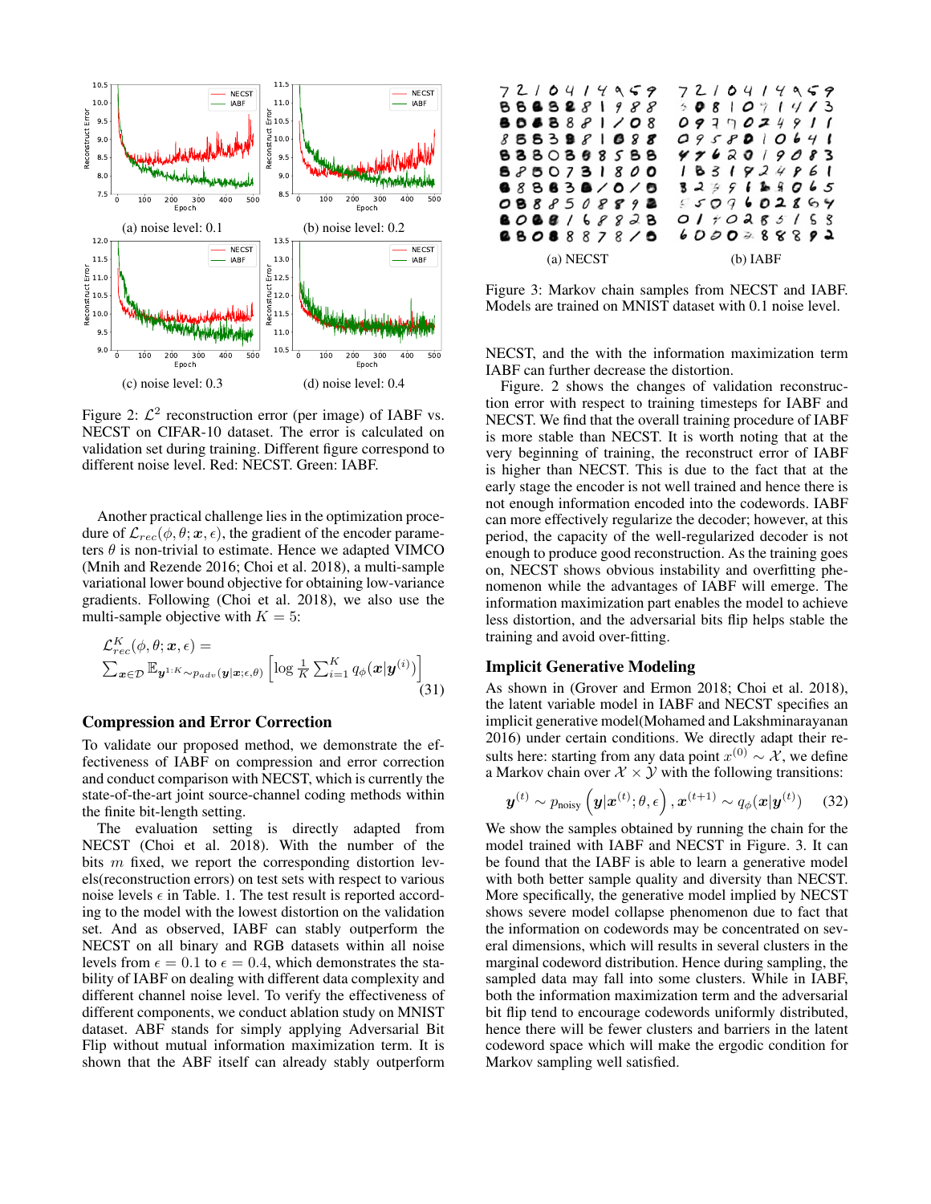(a) noise level: 0.1

(b) noise level: 0.2

(c) noise level: 0.3

(d) noise level: 0.4

Figure 2: $\mathcal{L}^2$ reconstruction error (per image) of IABF vs. NECST on CIFAR-10 dataset. The error is calculated on validation set during training. Different figure correspond to different noise level. Red: NECST. Green: IABF.

Another practical challenge lies in the optimization procedure of $\mathcal{L}_{rec}(\phi, \theta; \boldsymbol{x}, \epsilon)$, the gradient of the encoder parameters $\theta$ is non-trivial to estimate. Hence we adapted VIMCO (Mnih and Rezende 2016; Choi et al. 2018), a multi-sample variational lower bound objective for obtaining low-variance gradients. Following (Choi et al. 2018), we also use the multi-sample objective with $K = 5$:

$$\mathcal{L}_{rec}^{K}(\phi, \theta; \boldsymbol{x}, \epsilon) = \sum_{\boldsymbol{x} \in \mathcal{D}} \mathbb{E}_{\boldsymbol{y}^{1:K} \sim p_{adv}(\boldsymbol{y}|\boldsymbol{x}; \epsilon, \theta)} \left[ \log \frac{1}{K} \sum_{i=1}^{K} q_{\phi}(\boldsymbol{x}|\boldsymbol{y}^{(i)}) \right] \tag{31}$$

## Compression and Error Correction

To validate our proposed method, we demonstrate the effectiveness of IABF on compression and error correction and conduct comparison with NECST, which is currently the state-of-the-art joint source-channel coding methods within the finite bit-length setting.

The evaluation setting is directly adapted from NECST (Choi et al. 2018). With the number of the bits $m$ fixed, we report the corresponding distortion levels(reconstruction errors) on test sets with respect to various noise levels $\epsilon$ in Table. 1. The test result is reported according to the model with the lowest distortion on the validation set. And as observed, IABF can stably outperform the NECST on all binary and RGB datasets within all noise levels from $\epsilon = 0.1$ to $\epsilon = 0.4$, which demonstrates the stability of IABF on dealing with different data complexity and different channel noise level. To verify the effectiveness of different components, we conduct ablation study on MNIST dataset. ABF stands for simply applying Adversarial Bit Flip without mutual information maximization term. It is shown that the ABF itself can already stably outperform NECST, and the with the information maximization term IABF can further decrease the distortion.

Figure. 2 shows the changes of validation reconstruction error with respect to training timesteps for IABF and NECST. We find that the overall training procedure of IABF is more stable than NECST. It is worth noting that at the very beginning of training, the reconstruct error of IABF is higher than NECST. This is due to the fact that at the early stage the encoder is not well trained and hence there is not enough information encoded into the codewords. IABF can more effectively regularize the decoder; however, at this period, the capacity of the well-regularized decoder is not enough to produce good reconstruction. As the training goes on, NECST shows obvious instability and overfitting phenomenon while the advantages of IABF will emerge. The information maximization part enables the model to achieve less distortion, and the adversarial bits flip helps stable the training and avoid over-fitting.

(a) NECST (b) IABF

Figure 3: Markov chain samples from NECST and IABF. Models are trained on MNIST dataset with 0.1 noise level.

## Implicit Generative Modeling

As shown in (Grover and Ermon 2018; Choi et al. 2018), the latent variable model in IABF and NECST specifies an implicit generative model(Mohamed and Lakshminarayanan 2016) under certain conditions. We directly adapt their results here: starting from any data point $x^{(0)} \sim \mathcal{X}$, we define a Markov chain over $\mathcal{X} \times \mathcal{Y}$ with the following transitions:

$$\boldsymbol{y}^{(t)} \sim p_{\text{noisy}}\left(\boldsymbol{y}|\boldsymbol{x}^{(t)}; \theta, \epsilon\right), \boldsymbol{x}^{(t+1)} \sim q_{\phi}(\boldsymbol{x}|\boldsymbol{y}^{(t)}) \tag{32}$$

We show the samples obtained by running the chain for the model trained with IABF and NECST in Figure. 3. It can be found that the IABF is able to learn a generative model with both better sample quality and diversity than NECST. More specifically, the generative model implied by NECST shows severe model collapse phenomenon due to fact that the information on codewords may be concentrated on several dimensions, which will results in several clusters in the marginal codeword distribution. Hence during sampling, the sampled data may fall into some clusters. While in IABF, both the information maximization term and the adversarial bit flip tend to encourage codewords uniformly distributed, hence there will be fewer clusters and barriers in the latent codeword space which will make the ergodic condition for Markov sampling well satisfied.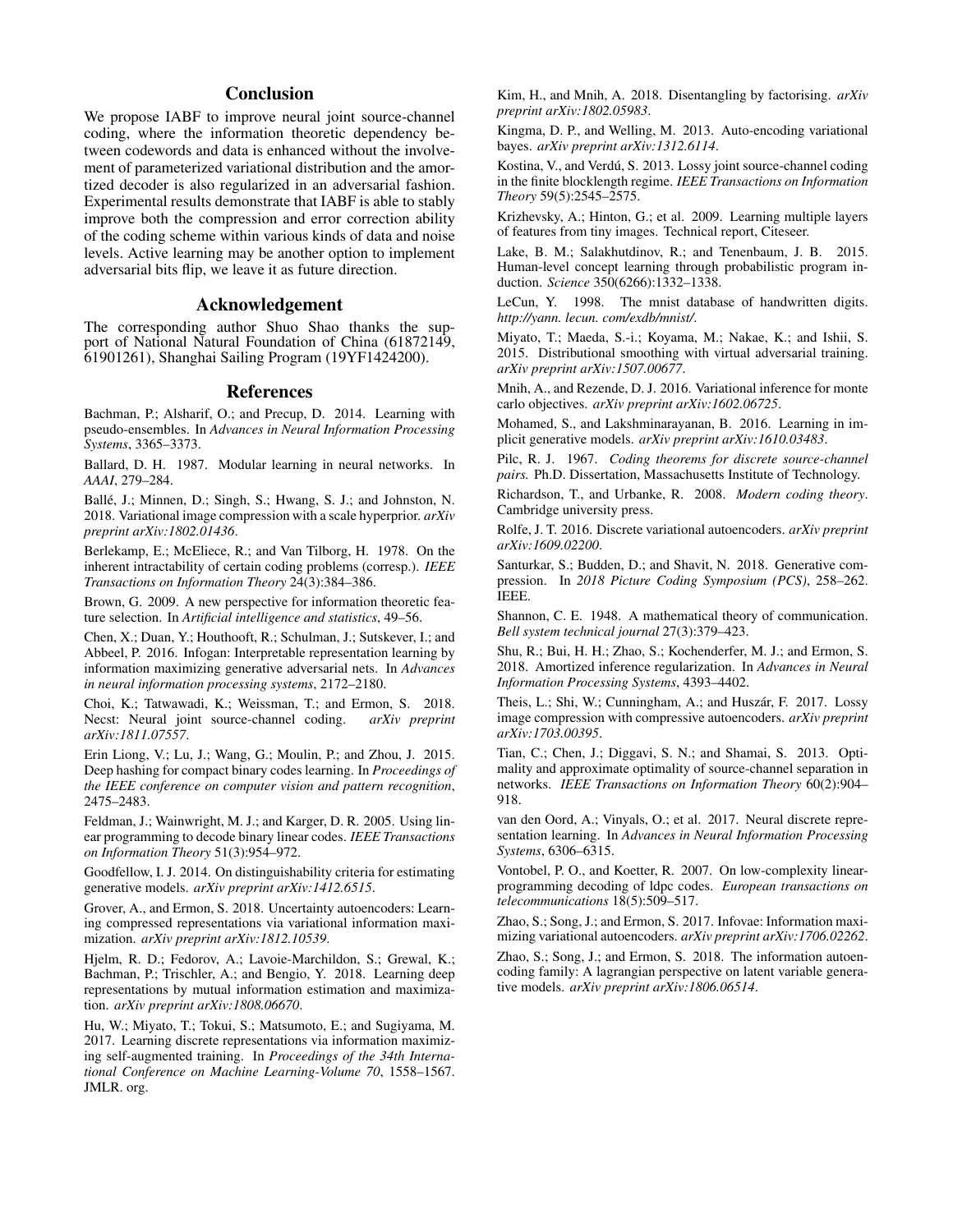## Conclusion

We propose IABF to improve neural joint source-channel coding, where the information theoretic dependency between codewords and data is enhanced without the involvement of parameterized variational distribution and the amortized decoder is also regularized in an adversarial fashion. Experimental results demonstrate that IABF is able to stably improve both the compression and error correction ability of the coding scheme within various kinds of data and noise levels. Active learning may be another option to implement adversarial bits flip, we leave it as future direction.

## Acknowledgement

The corresponding author Shuo Shao thanks the support of National Natural Foundation of China (61872149, 61901261), Shanghai Sailing Program (19YF1424200).

## References

Bachman, P.; Alsharif, O.; and Precup, D. 2014. Learning with pseudo-ensembles. In *Advances in Neural Information Processing Systems*, 3365–3373.

Ballard, D. H. 1987. Modular learning in neural networks. In *AAAI*, 279–284.

Ballé, J.; Minnen, D.; Singh, S.; Hwang, S. J.; and Johnston, N. 2018. Variational image compression with a scale hyperprior. *arXiv preprint arXiv:1802.01436*.

Berlekamp, E.; McEliece, R.; and Van Tilborg, H. 1978. On the inherent intractability of certain coding problems (corresp.). *IEEE Transactions on Information Theory* 24(3):384–386.

Brown, G. 2009. A new perspective for information theoretic feature selection. In *Artificial intelligence and statistics*, 49–56.

Chen, X.; Duan, Y.; Houthooft, R.; Schulman, J.; Sutskever, I.; and Abbeel, P. 2016. Infogan: Interpretable representation learning by information maximizing generative adversarial nets. In *Advances in neural information processing systems*, 2172–2180.

Choi, K.; Tatwawadi, K.; Weissman, T.; and Ermon, S. 2018. Necst: Neural joint source-channel coding. *arXiv preprint arXiv:1811.07557*.

Erin Liong, V.; Lu, J.; Wang, G.; Moulin, P.; and Zhou, J. 2015. Deep hashing for compact binary codes learning. In *Proceedings of the IEEE conference on computer vision and pattern recognition*, 2475–2483.

Feldman, J.; Wainwright, M. J.; and Karger, D. R. 2005. Using linear programming to decode binary linear codes. *IEEE Transactions on Information Theory* 51(3):954–972.

Goodfellow, I. J. 2014. On distinguishability criteria for estimating generative models. *arXiv preprint arXiv:1412.6515*.

Grover, A., and Ermon, S. 2018. Uncertainty autoencoders: Learning compressed representations via variational information maximization. *arXiv preprint arXiv:1812.10539*.

Hjelm, R. D.; Fedorov, A.; Lavoie-Marchildon, S.; Grewal, K.; Bachman, P.; Trischler, A.; and Bengio, Y. 2018. Learning deep representations by mutual information estimation and maximization. *arXiv preprint arXiv:1808.06670*.

Hu, W.; Miyato, T.; Tokui, S.; Matsumoto, E.; and Sugiyama, M. 2017. Learning discrete representations via information maximizing self-augmented training. In *Proceedings of the 34th International Conference on Machine Learning-Volume 70*, 1558–1567. JMLR. org.

Kim, H., and Mnih, A. 2018. Disentangling by factorising. *arXiv preprint arXiv:1802.05983*.

Kingma, D. P., and Welling, M. 2013. Auto-encoding variational bayes. *arXiv preprint arXiv:1312.6114*.

Kostina, V., and Verdú, S. 2013. Lossy joint source-channel coding in the finite blocklength regime. *IEEE Transactions on Information Theory* 59(5):2545–2575.

Krizhevsky, A.; Hinton, G.; et al. 2009. Learning multiple layers of features from tiny images. Technical report, Citeseer.

Lake, B. M.; Salakhutdinov, R.; and Tenenbaum, J. B. 2015. Human-level concept learning through probabilistic program induction. *Science* 350(6266):1332–1338.

LeCun, Y. 1998. The mnist database of handwritten digits. *http://yann. lecun. com/exdb/mnist/*.

Miyato, T.; Maeda, S.-i.; Koyama, M.; Nakae, K.; and Ishii, S. 2015. Distributional smoothing with virtual adversarial training. *arXiv preprint arXiv:1507.00677*.

Mnih, A., and Rezende, D. J. 2016. Variational inference for monte carlo objectives. *arXiv preprint arXiv:1602.06725*.

Mohamed, S., and Lakshminarayanan, B. 2016. Learning in implicit generative models. *arXiv preprint arXiv:1610.03483*.

Pilc, R. J. 1967. *Coding theorems for discrete source-channel pairs.* Ph.D. Dissertation, Massachusetts Institute of Technology.

Richardson, T., and Urbanke, R. 2008. *Modern coding theory*. Cambridge university press.

Rolfe, J. T. 2016. Discrete variational autoencoders. *arXiv preprint arXiv:1609.02200*.

Santurkar, S.; Budden, D.; and Shavit, N. 2018. Generative compression. In *2018 Picture Coding Symposium (PCS)*, 258–262. IEEE.

Shannon, C. E. 1948. A mathematical theory of communication. *Bell system technical journal* 27(3):379–423.

Shu, R.; Bui, H. H.; Zhao, S.; Kochenderfer, M. J.; and Ermon, S. 2018. Amortized inference regularization. In *Advances in Neural Information Processing Systems*, 4393–4402.

Theis, L.; Shi, W.; Cunningham, A.; and Huszár, F. 2017. Lossy image compression with compressive autoencoders. *arXiv preprint arXiv:1703.00395*.

Tian, C.; Chen, J.; Diggavi, S. N.; and Shamai, S. 2013. Optimality and approximate optimality of source-channel separation in networks. *IEEE Transactions on Information Theory* 60(2):904–918.

van den Oord, A.; Vinyals, O.; et al. 2017. Neural discrete representation learning. In *Advances in Neural Information Processing Systems*, 6306–6315.

Vontobel, P. O., and Koetter, R. 2007. On low-complexity linear-programming decoding of ldpc codes. *European transactions on telecommunications* 18(5):509–517.

Zhao, S.; Song, J.; and Ermon, S. 2017. Infovae: Information maximizing variational autoencoders. *arXiv preprint arXiv:1706.02262*.

Zhao, S.; Song, J.; and Ermon, S. 2018. The information autoencoding family: A lagrangian perspective on latent variable generative models. *arXiv preprint arXiv:1806.06514*.